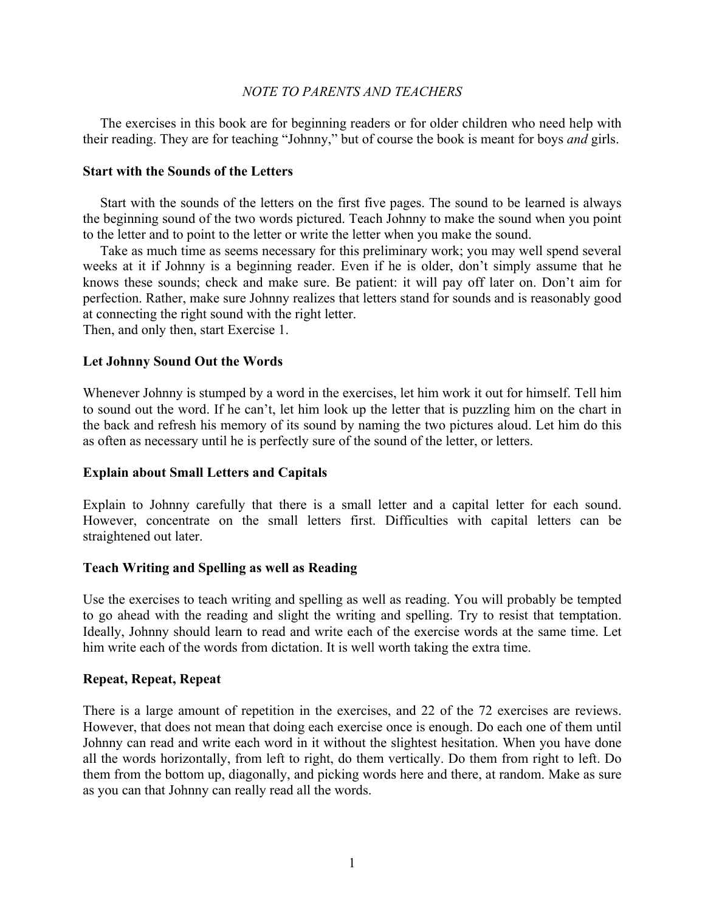*NOTE TO PARENTS AND TEACHERS*

The exercises in this book are for beginning readers or for older children who need help with their reading. They are for teaching “Johnny,” but of course the book is meant for boys *and* girls.

**Start with the Sounds of the Letters**

Start with the sounds of the letters on the first five pages. The sound to be learned is always the beginning sound of the two words pictured. Teach Johnny to make the sound when you point to the letter and to point to the letter or write the letter when you make the sound.

Take as much time as seems necessary for this preliminary work; you may well spend several weeks at it if Johnny is a beginning reader. Even if he is older, don’t simply assume that he knows these sounds; check and make sure. Be patient: it will pay off later on. Don’t aim for perfection. Rather, make sure Johnny realizes that letters stand for sounds and is reasonably good at connecting the right sound with the right letter.

Then, and only then, start Exercise 1.

**Let Johnny Sound Out the Words**

Whenever Johnny is stumped by a word in the exercises, let him work it out for himself. Tell him to sound out the word. If he can’t, let him look up the letter that is puzzling him on the chart in the back and refresh his memory of its sound by naming the two pictures aloud. Let him do this as often as necessary until he is perfectly sure of the sound of the letter, or letters.

**Explain about Small Letters and Capitals**

Explain to Johnny carefully that there is a small letter and a capital letter for each sound. However, concentrate on the small letters first. Difficulties with capital letters can be straightened out later.

**Teach Writing and Spelling as well as Reading**

Use the exercises to teach writing and spelling as well as reading. You will probably be tempted to go ahead with the reading and slight the writing and spelling. Try to resist that temptation. Ideally, Johnny should learn to read and write each of the exercise words at the same time. Let him write each of the words from dictation. It is well worth taking the extra time.

**Repeat, Repeat, Repeat**

There is a large amount of repetition in the exercises, and 22 of the 72 exercises are reviews. However, that does not mean that doing each exercise once is enough. Do each one of them until Johnny can read and write each word in it without the slightest hesitation. When you have done all the words horizontally, from left to right, do them vertically. Do them from right to left. Do them from the bottom up, diagonally, and picking words here and there, at random. Make as sure as you can that Johnny can really read all the words.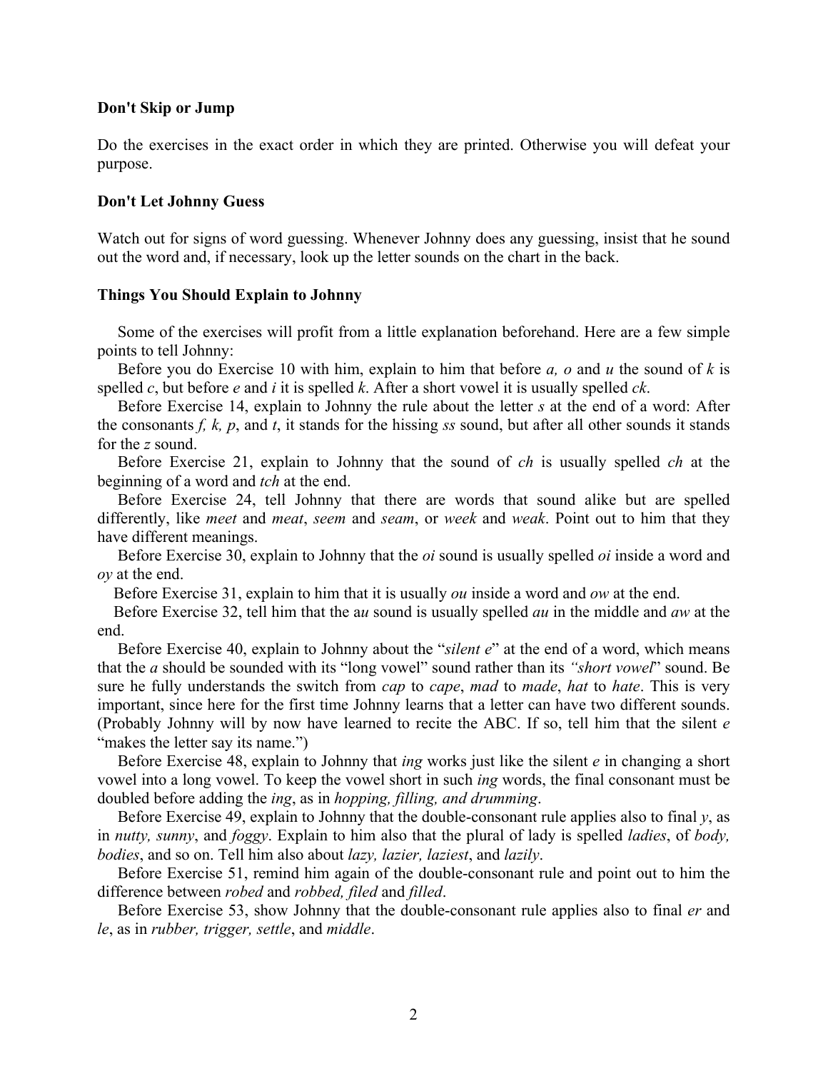**Don't Skip or Jump**

Do the exercises in the exact order in which they are printed. Otherwise you will defeat your purpose.

**Don't Let Johnny Guess**

Watch out for signs of word guessing. Whenever Johnny does any guessing, insist that he sound out the word and, if necessary, look up the letter sounds on the chart in the back.

**Things You Should Explain to Johnny**

Some of the exercises will profit from a little explanation beforehand. Here are a few simple points to tell Johnny:

Before you do Exercise 10 with him, explain to him that before *a, o* and *u* the sound of *k* is spelled *c*, but before *e* and *i* it is spelled *k*. After a short vowel it is usually spelled *ck*.

Before Exercise 14, explain to Johnny the rule about the letter *s* at the end of a word: After the consonants *f, k, p*, and *t*, it stands for the hissing *ss* sound, but after all other sounds it stands for the *z* sound.

Before Exercise 21, explain to Johnny that the sound of *ch* is usually spelled *ch* at the beginning of a word and *tch* at the end.

Before Exercise 24, tell Johnny that there are words that sound alike but are spelled differently, like *meet* and *meat*, *seem* and *seam*, or *week* and *weak*. Point out to him that they have different meanings.

Before Exercise 30, explain to Johnny that the *oi* sound is usually spelled *oi* inside a word and *oy* at the end.

Before Exercise 31, explain to him that it is usually *ou* inside a word and *ow* at the end.

Before Exercise 32, tell him that the a*u* sound is usually spelled *au* in the middle and *aw* at the end.

Before Exercise 40, explain to Johnny about the "*silent e*" at the end of a word, which means that the *a* should be sounded with its "long vowel" sound rather than its *"short vowel*" sound. Be sure he fully understands the switch from *cap* to *cape*, *mad* to *made*, *hat* to *hate*. This is very important, since here for the first time Johnny learns that a letter can have two different sounds. (Probably Johnny will by now have learned to recite the ABC. If so, tell him that the silent *e* "makes the letter say its name.")

Before Exercise 48, explain to Johnny that *ing* works just like the silent *e* in changing a short vowel into a long vowel. To keep the vowel short in such *ing* words, the final consonant must be doubled before adding the *ing*, as in *hopping, filling, and drumming*.

Before Exercise 49, explain to Johnny that the double-consonant rule applies also to final *y*, as in *nutty, sunny*, and *foggy*. Explain to him also that the plural of lady is spelled *ladies*, of *body, bodies*, and so on. Tell him also about *lazy, lazier, laziest*, and *lazily*.

Before Exercise 51, remind him again of the double-consonant rule and point out to him the difference between *robed* and *robbed, filed* and *filled*.

Before Exercise 53, show Johnny that the double-consonant rule applies also to final *er* and *le*, as in *rubber, trigger, settle*, and *middle*.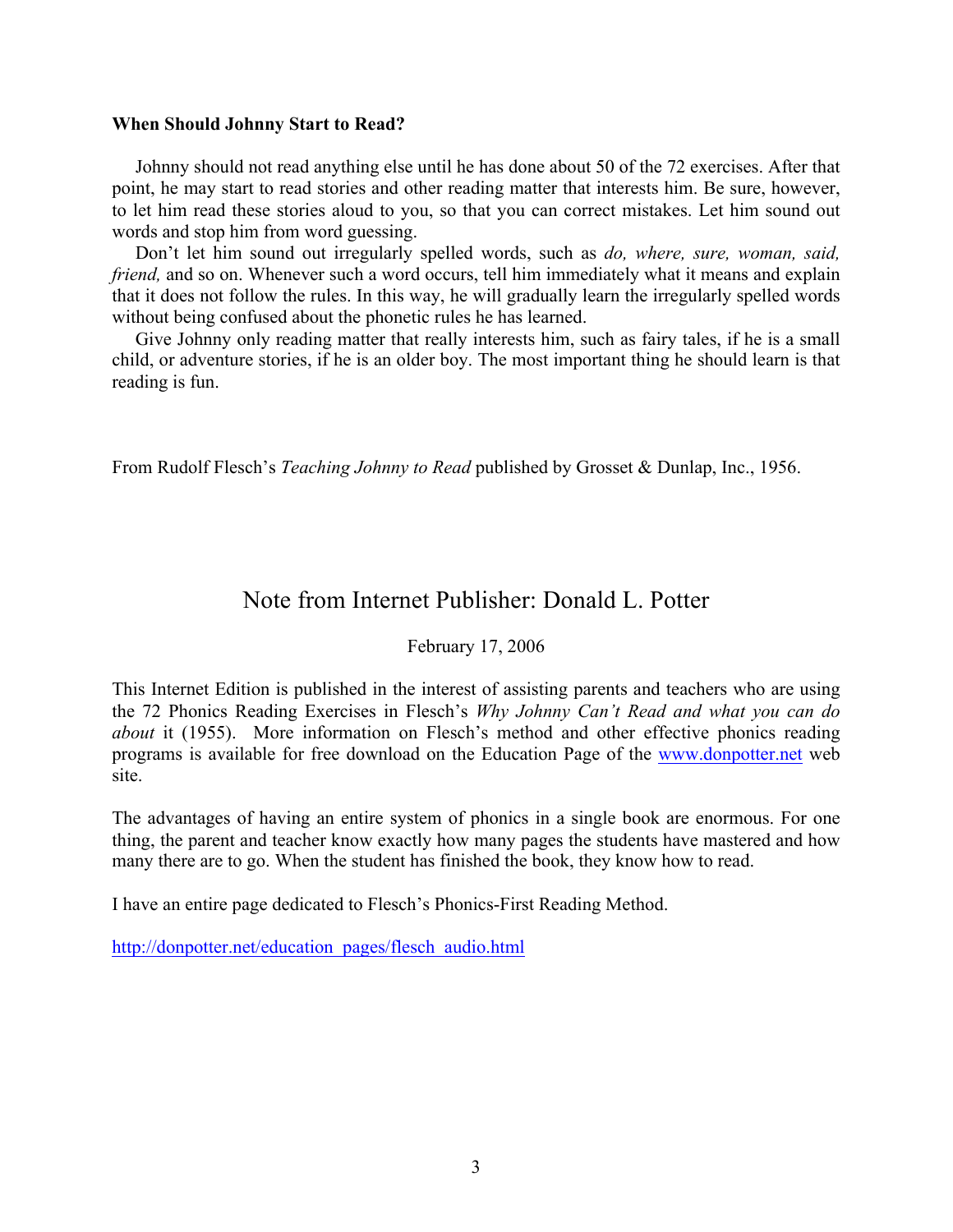**When Should Johnny Start to Read?**

Johnny should not read anything else until he has done about 50 of the 72 exercises. After that point, he may start to read stories and other reading matter that interests him. Be sure, however, to let him read these stories aloud to you, so that you can correct mistakes. Let him sound out words and stop him from word guessing.

Don't let him sound out irregularly spelled words, such as *do, where, sure, woman, said, friend,* and so on. Whenever such a word occurs, tell him immediately what it means and explain that it does not follow the rules. In this way, he will gradually learn the irregularly spelled words without being confused about the phonetic rules he has learned.

Give Johnny only reading matter that really interests him, such as fairy tales, if he is a small child, or adventure stories, if he is an older boy. The most important thing he should learn is that reading is fun.

From Rudolf Flesch's *Teaching Johnny to Read* published by Grosset & Dunlap, Inc., 1956.

## Note from Internet Publisher: Donald L. Potter

February 17, 2006

This Internet Edition is published in the interest of assisting parents and teachers who are using the 72 Phonics Reading Exercises in Flesch's *Why Johnny Can't Read and what you can do about* it (1955). More information on Flesch's method and other effective phonics reading programs is available for free download on the Education Page of the www.donpotter.net web site.

The advantages of having an entire system of phonics in a single book are enormous. For one thing, the parent and teacher know exactly how many pages the students have mastered and how many there are to go. When the student has finished the book, they know how to read.

I have an entire page dedicated to Flesch's Phonics-First Reading Method.

http://donpotter.net/education_pages/flesch_audio.html